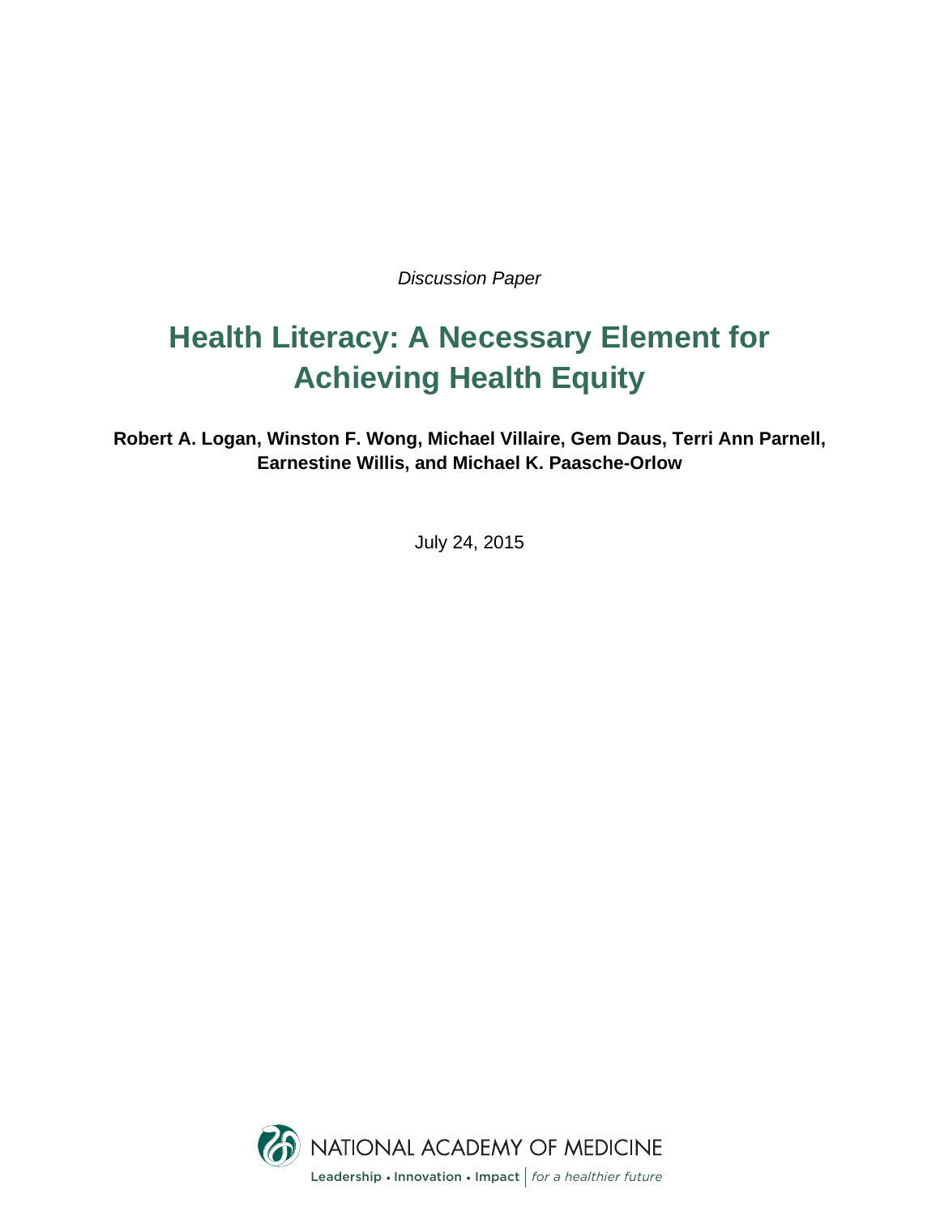*Discussion Paper*

# Health Literacy: A Necessary Element for Achieving Health Equity

**Robert A. Logan, Winston F. Wong, Michael Villaire, Gem Daus, Terri Ann Parnell, Earnestine Willis, and Michael K. Paasche-Orlow**

July 24, 2015

NATIONAL ACADEMY OF MEDICINE

Leadership • Innovation • Impact | *for a healthier future*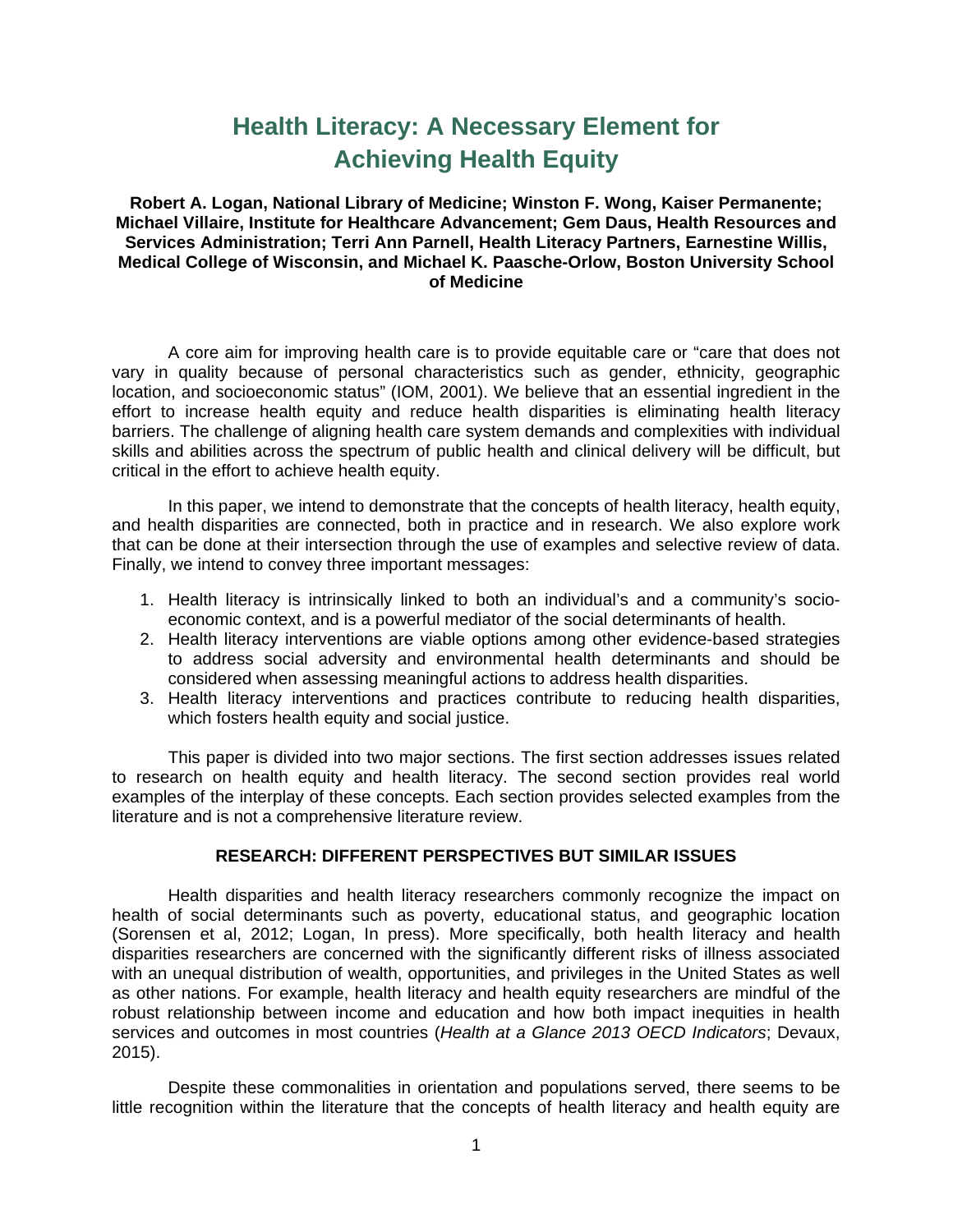# Health Literacy: A Necessary Element for Achieving Health Equity

**Robert A. Logan, National Library of Medicine; Winston F. Wong, Kaiser Permanente; Michael Villaire, Institute for Healthcare Advancement; Gem Daus, Health Resources and Services Administration; Terri Ann Parnell, Health Literacy Partners, Earnestine Willis, Medical College of Wisconsin, and Michael K. Paasche-Orlow, Boston University School of Medicine**

A core aim for improving health care is to provide equitable care or "care that does not vary in quality because of personal characteristics such as gender, ethnicity, geographic location, and socioeconomic status" (IOM, 2001). We believe that an essential ingredient in the effort to increase health equity and reduce health disparities is eliminating health literacy barriers. The challenge of aligning health care system demands and complexities with individual skills and abilities across the spectrum of public health and clinical delivery will be difficult, but critical in the effort to achieve health equity.

In this paper, we intend to demonstrate that the concepts of health literacy, health equity, and health disparities are connected, both in practice and in research. We also explore work that can be done at their intersection through the use of examples and selective review of data. Finally, we intend to convey three important messages:

1. Health literacy is intrinsically linked to both an individual's and a community's socio-economic context, and is a powerful mediator of the social determinants of health.
2. Health literacy interventions are viable options among other evidence-based strategies to address social adversity and environmental health determinants and should be considered when assessing meaningful actions to address health disparities.
3. Health literacy interventions and practices contribute to reducing health disparities, which fosters health equity and social justice.

This paper is divided into two major sections. The first section addresses issues related to research on health equity and health literacy. The second section provides real world examples of the interplay of these concepts. Each section provides selected examples from the literature and is not a comprehensive literature review.

## RESEARCH: DIFFERENT PERSPECTIVES BUT SIMILAR ISSUES

Health disparities and health literacy researchers commonly recognize the impact on health of social determinants such as poverty, educational status, and geographic location (Sorensen et al, 2012; Logan, In press). More specifically, both health literacy and health disparities researchers are concerned with the significantly different risks of illness associated with an unequal distribution of wealth, opportunities, and privileges in the United States as well as other nations. For example, health literacy and health equity researchers are mindful of the robust relationship between income and education and how both impact inequities in health services and outcomes in most countries (*Health at a Glance 2013 OECD Indicators*; Devaux, 2015).

Despite these commonalities in orientation and populations served, there seems to be little recognition within the literature that the concepts of health literacy and health equity are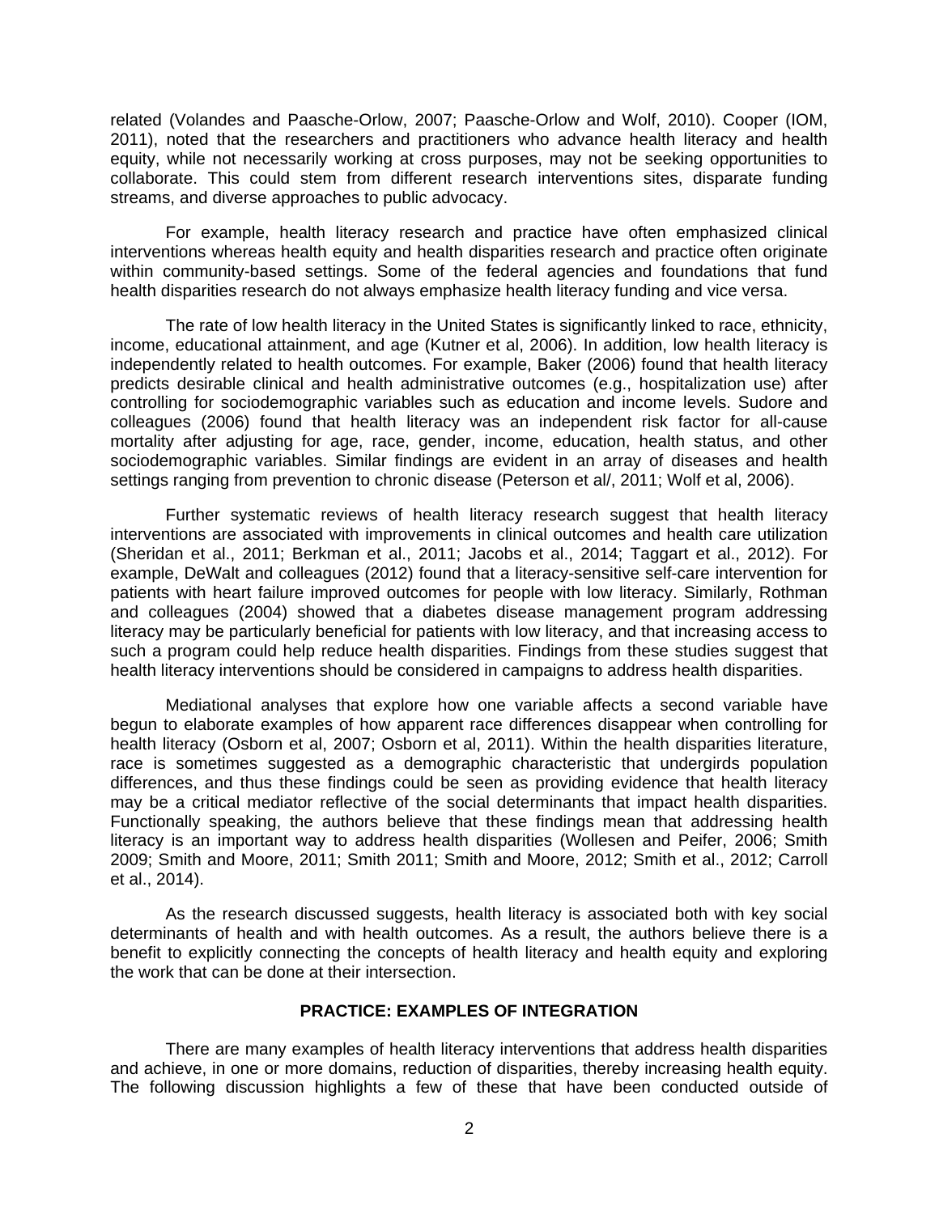related (Volandes and Paasche-Orlow, 2007; Paasche-Orlow and Wolf, 2010). Cooper (IOM, 2011), noted that the researchers and practitioners who advance health literacy and health equity, while not necessarily working at cross purposes, may not be seeking opportunities to collaborate. This could stem from different research interventions sites, disparate funding streams, and diverse approaches to public advocacy.

For example, health literacy research and practice have often emphasized clinical interventions whereas health equity and health disparities research and practice often originate within community-based settings. Some of the federal agencies and foundations that fund health disparities research do not always emphasize health literacy funding and vice versa.

The rate of low health literacy in the United States is significantly linked to race, ethnicity, income, educational attainment, and age (Kutner et al, 2006). In addition, low health literacy is independently related to health outcomes. For example, Baker (2006) found that health literacy predicts desirable clinical and health administrative outcomes (e.g., hospitalization use) after controlling for sociodemographic variables such as education and income levels. Sudore and colleagues (2006) found that health literacy was an independent risk factor for all-cause mortality after adjusting for age, race, gender, income, education, health status, and other sociodemographic variables. Similar findings are evident in an array of diseases and health settings ranging from prevention to chronic disease (Peterson et al/, 2011; Wolf et al, 2006).

Further systematic reviews of health literacy research suggest that health literacy interventions are associated with improvements in clinical outcomes and health care utilization (Sheridan et al., 2011; Berkman et al., 2011; Jacobs et al., 2014; Taggart et al., 2012). For example, DeWalt and colleagues (2012) found that a literacy-sensitive self-care intervention for patients with heart failure improved outcomes for people with low literacy. Similarly, Rothman and colleagues (2004) showed that a diabetes disease management program addressing literacy may be particularly beneficial for patients with low literacy, and that increasing access to such a program could help reduce health disparities. Findings from these studies suggest that health literacy interventions should be considered in campaigns to address health disparities.

Mediational analyses that explore how one variable affects a second variable have begun to elaborate examples of how apparent race differences disappear when controlling for health literacy (Osborn et al, 2007; Osborn et al, 2011). Within the health disparities literature, race is sometimes suggested as a demographic characteristic that undergirds population differences, and thus these findings could be seen as providing evidence that health literacy may be a critical mediator reflective of the social determinants that impact health disparities. Functionally speaking, the authors believe that these findings mean that addressing health literacy is an important way to address health disparities (Wollesen and Peifer, 2006; Smith 2009; Smith and Moore, 2011; Smith 2011; Smith and Moore, 2012; Smith et al., 2012; Carroll et al., 2014).

As the research discussed suggests, health literacy is associated both with key social determinants of health and with health outcomes. As a result, the authors believe there is a benefit to explicitly connecting the concepts of health literacy and health equity and exploring the work that can be done at their intersection.

## PRACTICE: EXAMPLES OF INTEGRATION

There are many examples of health literacy interventions that address health disparities and achieve, in one or more domains, reduction of disparities, thereby increasing health equity. The following discussion highlights a few of these that have been conducted outside of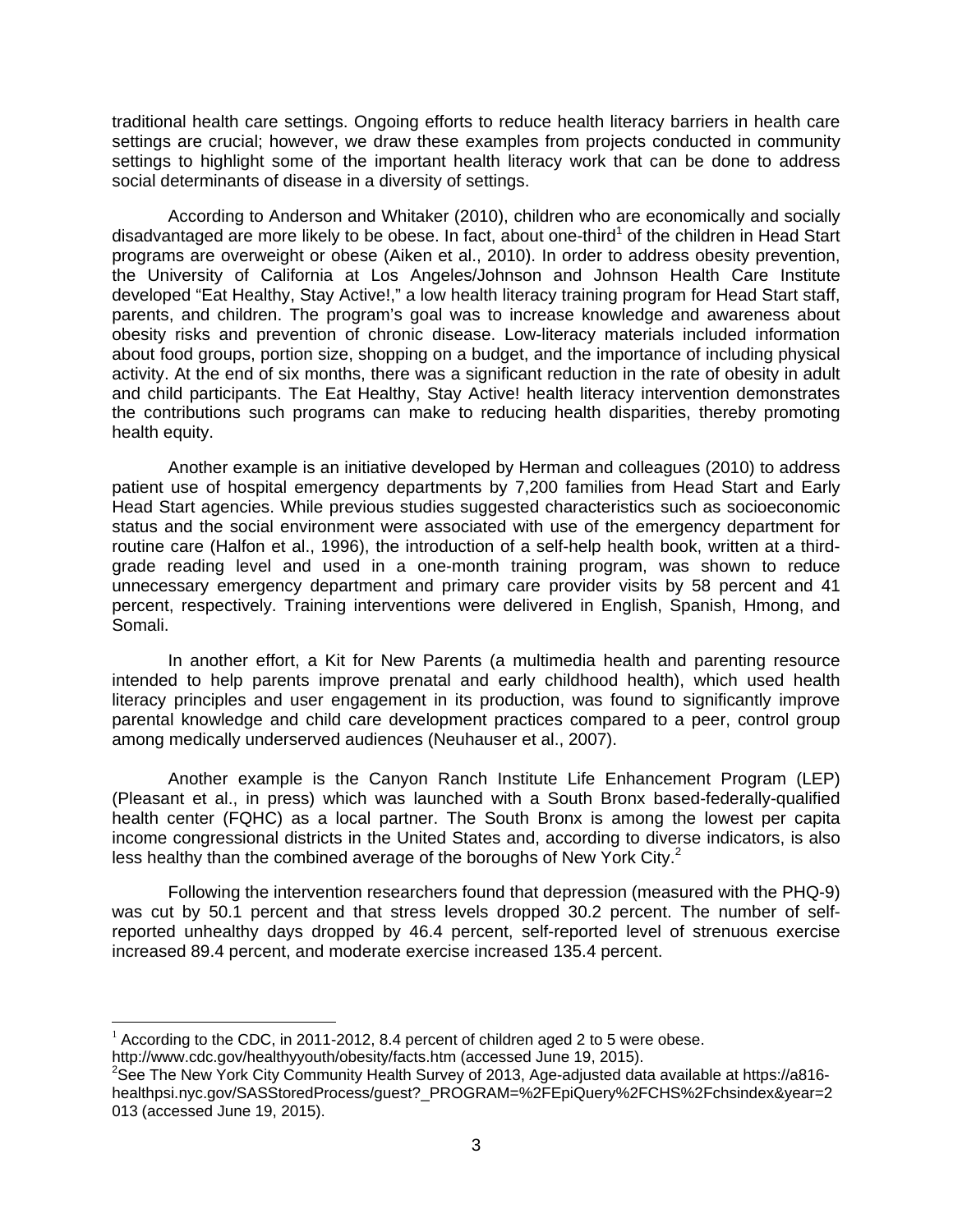traditional health care settings. Ongoing efforts to reduce health literacy barriers in health care settings are crucial; however, we draw these examples from projects conducted in community settings to highlight some of the important health literacy work that can be done to address social determinants of disease in a diversity of settings.

According to Anderson and Whitaker (2010), children who are economically and socially disadvantaged are more likely to be obese. In fact, about one-third[1] of the children in Head Start programs are overweight or obese (Aiken et al., 2010). In order to address obesity prevention, the University of California at Los Angeles/Johnson and Johnson Health Care Institute developed "Eat Healthy, Stay Active!," a low health literacy training program for Head Start staff, parents, and children. The program's goal was to increase knowledge and awareness about obesity risks and prevention of chronic disease. Low-literacy materials included information about food groups, portion size, shopping on a budget, and the importance of including physical activity. At the end of six months, there was a significant reduction in the rate of obesity in adult and child participants. The Eat Healthy, Stay Active! health literacy intervention demonstrates the contributions such programs can make to reducing health disparities, thereby promoting health equity.

Another example is an initiative developed by Herman and colleagues (2010) to address patient use of hospital emergency departments by 7,200 families from Head Start and Early Head Start agencies. While previous studies suggested characteristics such as socioeconomic status and the social environment were associated with use of the emergency department for routine care (Halfon et al., 1996), the introduction of a self-help health book, written at a third-grade reading level and used in a one-month training program, was shown to reduce unnecessary emergency department and primary care provider visits by 58 percent and 41 percent, respectively. Training interventions were delivered in English, Spanish, Hmong, and Somali.

In another effort, a Kit for New Parents (a multimedia health and parenting resource intended to help parents improve prenatal and early childhood health), which used health literacy principles and user engagement in its production, was found to significantly improve parental knowledge and child care development practices compared to a peer, control group among medically underserved audiences (Neuhauser et al., 2007).

Another example is the Canyon Ranch Institute Life Enhancement Program (LEP) (Pleasant et al., in press) which was launched with a South Bronx based-federally-qualified health center (FQHC) as a local partner. The South Bronx is among the lowest per capita income congressional districts in the United States and, according to diverse indicators, is also less healthy than the combined average of the boroughs of New York City.[2]

Following the intervention researchers found that depression (measured with the PHQ-9) was cut by 50.1 percent and that stress levels dropped 30.2 percent. The number of self-reported unhealthy days dropped by 46.4 percent, self-reported level of strenuous exercise increased 89.4 percent, and moderate exercise increased 135.4 percent.

---

[1] According to the CDC, in 2011-2012, 8.4 percent of children aged 2 to 5 were obese. http://www.cdc.gov/healthyyouth/obesity/facts.htm (accessed June 19, 2015).

[2] See The New York City Community Health Survey of 2013, Age-adjusted data available at https://a816-healthpsi.nyc.gov/SASStoredProcess/guest?_PROGRAM=%2FEpiQuery%2FCHS%2Fchsindex&year=2013 (accessed June 19, 2015).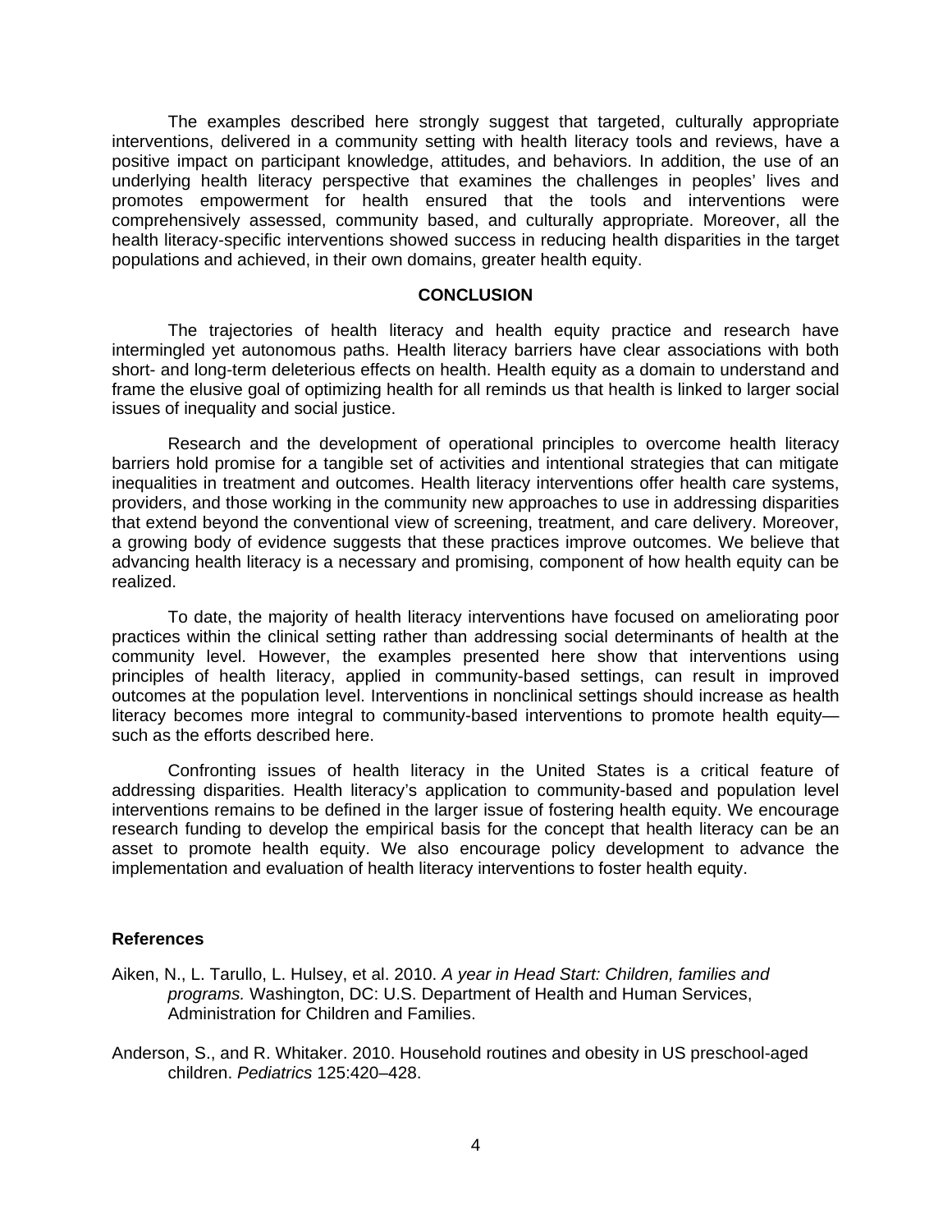The examples described here strongly suggest that targeted, culturally appropriate interventions, delivered in a community setting with health literacy tools and reviews, have a positive impact on participant knowledge, attitudes, and behaviors. In addition, the use of an underlying health literacy perspective that examines the challenges in peoples' lives and promotes empowerment for health ensured that the tools and interventions were comprehensively assessed, community based, and culturally appropriate. Moreover, all the health literacy-specific interventions showed success in reducing health disparities in the target populations and achieved, in their own domains, greater health equity.

## CONCLUSION

The trajectories of health literacy and health equity practice and research have intermingled yet autonomous paths. Health literacy barriers have clear associations with both short- and long-term deleterious effects on health. Health equity as a domain to understand and frame the elusive goal of optimizing health for all reminds us that health is linked to larger social issues of inequality and social justice.

Research and the development of operational principles to overcome health literacy barriers hold promise for a tangible set of activities and intentional strategies that can mitigate inequalities in treatment and outcomes. Health literacy interventions offer health care systems, providers, and those working in the community new approaches to use in addressing disparities that extend beyond the conventional view of screening, treatment, and care delivery. Moreover, a growing body of evidence suggests that these practices improve outcomes. We believe that advancing health literacy is a necessary and promising, component of how health equity can be realized.

To date, the majority of health literacy interventions have focused on ameliorating poor practices within the clinical setting rather than addressing social determinants of health at the community level. However, the examples presented here show that interventions using principles of health literacy, applied in community-based settings, can result in improved outcomes at the population level. Interventions in nonclinical settings should increase as health literacy becomes more integral to community-based interventions to promote health equity—such as the efforts described here.

Confronting issues of health literacy in the United States is a critical feature of addressing disparities. Health literacy's application to community-based and population level interventions remains to be defined in the larger issue of fostering health equity. We encourage research funding to develop the empirical basis for the concept that health literacy can be an asset to promote health equity. We also encourage policy development to advance the implementation and evaluation of health literacy interventions to foster health equity.

### References

Aiken, N., L. Tarullo, L. Hulsey, et al. 2010. *A year in Head Start: Children, families and programs.* Washington, DC: U.S. Department of Health and Human Services, Administration for Children and Families.

Anderson, S., and R. Whitaker. 2010. Household routines and obesity in US preschool-aged children. *Pediatrics* 125:420–428.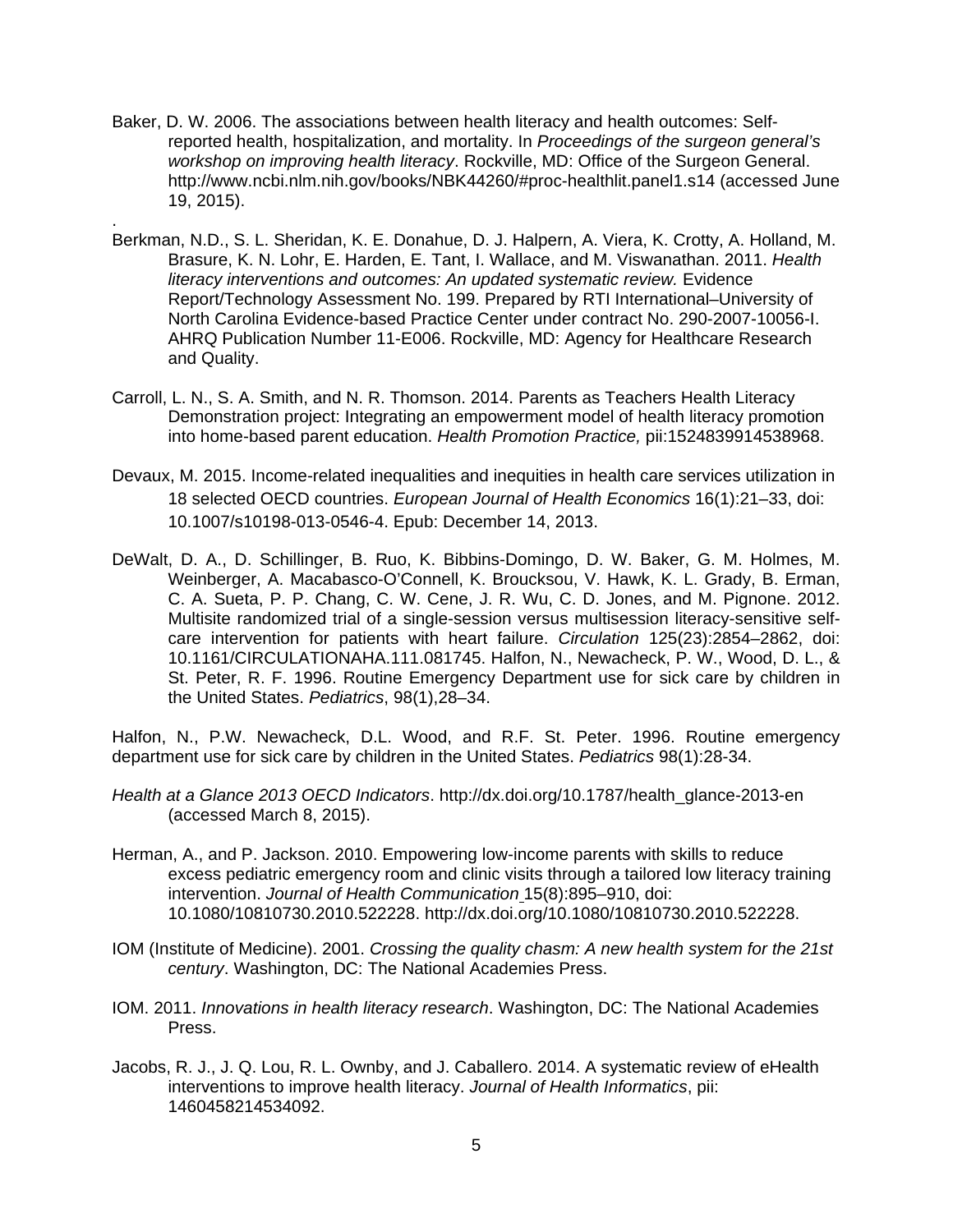Baker, D. W. 2006. The associations between health literacy and health outcomes: Self-reported health, hospitalization, and mortality. In *Proceedings of the surgeon general's workshop on improving health literacy*. Rockville, MD: Office of the Surgeon General. http://www.ncbi.nlm.nih.gov/books/NBK44260/#proc-healthlit.panel1.s14 (accessed June 19, 2015).

.

Berkman, N.D., S. L. Sheridan, K. E. Donahue, D. J. Halpern, A. Viera, K. Crotty, A. Holland, M. Brasure, K. N. Lohr, E. Harden, E. Tant, I. Wallace, and M. Viswanathan. 2011. *Health literacy interventions and outcomes: An updated systematic review.* Evidence Report/Technology Assessment No. 199. Prepared by RTI International–University of North Carolina Evidence-based Practice Center under contract No. 290-2007-10056-I. AHRQ Publication Number 11-E006. Rockville, MD: Agency for Healthcare Research and Quality.

Carroll, L. N., S. A. Smith, and N. R. Thomson. 2014. Parents as Teachers Health Literacy Demonstration project: Integrating an empowerment model of health literacy promotion into home-based parent education. *Health Promotion Practice,* pii:1524839914538968.

Devaux, M. 2015. Income-related inequalities and inequities in health care services utilization in 18 selected OECD countries. *European Journal of Health Economics* 16(1):21–33, doi: 10.1007/s10198-013-0546-4. Epub: December 14, 2013.

DeWalt, D. A., D. Schillinger, B. Ruo, K. Bibbins-Domingo, D. W. Baker, G. M. Holmes, M. Weinberger, A. Macabasco-O'Connell, K. Broucksou, V. Hawk, K. L. Grady, B. Erman, C. A. Sueta, P. P. Chang, C. W. Cene, J. R. Wu, C. D. Jones, and M. Pignone. 2012. Multisite randomized trial of a single-session versus multisession literacy-sensitive self-care intervention for patients with heart failure. *Circulation* 125(23):2854–2862, doi: 10.1161/CIRCULATIONAHA.111.081745. Halfon, N., Newacheck, P. W., Wood, D. L., & St. Peter, R. F. 1996. Routine Emergency Department use for sick care by children in the United States. *Pediatrics*, 98(1),28–34.

Halfon, N., P.W. Newacheck, D.L. Wood, and R.F. St. Peter. 1996. Routine emergency department use for sick care by children in the United States. *Pediatrics* 98(1):28-34.

*Health at a Glance 2013 OECD Indicators*. http://dx.doi.org/10.1787/health_glance-2013-en (accessed March 8, 2015).

Herman, A., and P. Jackson. 2010. Empowering low-income parents with skills to reduce excess pediatric emergency room and clinic visits through a tailored low literacy training intervention. *Journal of Health Communication* 15(8):895–910, doi: 10.1080/10810730.2010.522228. http://dx.doi.org/10.1080/10810730.2010.522228.

IOM (Institute of Medicine). 2001. *Crossing the quality chasm: A new health system for the 21st century*. Washington, DC: The National Academies Press.

IOM. 2011. *Innovations in health literacy research*. Washington, DC: The National Academies Press.

Jacobs, R. J., J. Q. Lou, R. L. Ownby, and J. Caballero. 2014. A systematic review of eHealth interventions to improve health literacy. *Journal of Health Informatics*, pii: 1460458214534092.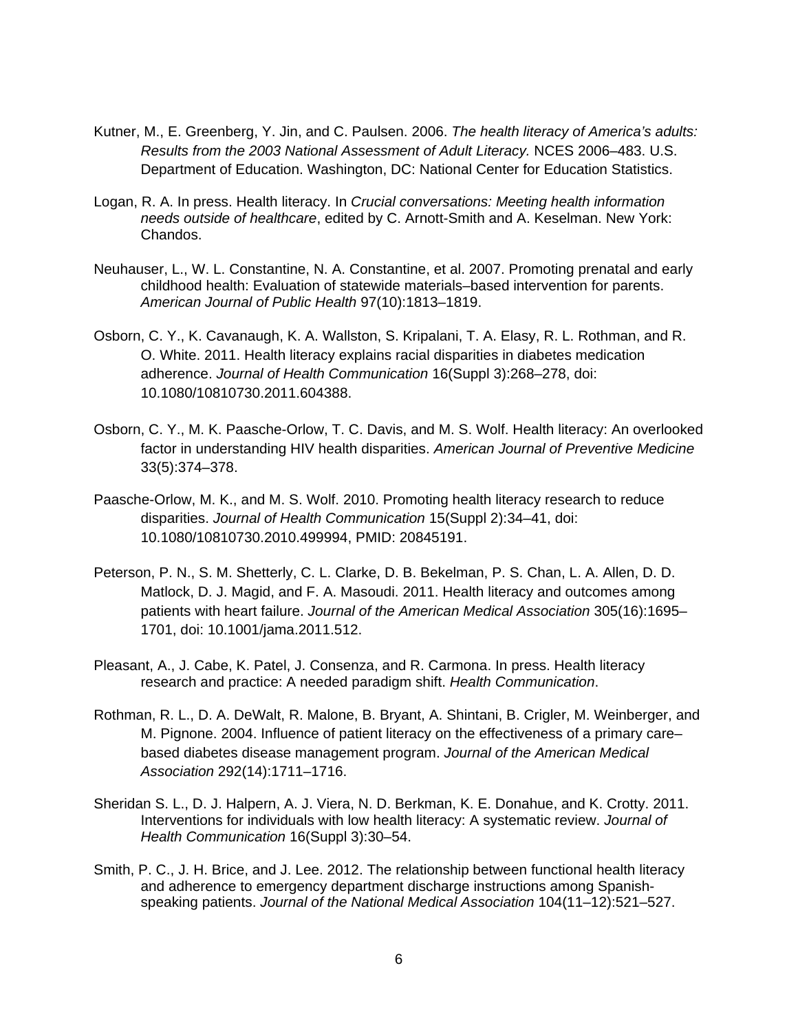Kutner, M., E. Greenberg, Y. Jin, and C. Paulsen. 2006. *The health literacy of America's adults: Results from the 2003 National Assessment of Adult Literacy.* NCES 2006–483. U.S. Department of Education. Washington, DC: National Center for Education Statistics.

Logan, R. A. In press. Health literacy. In *Crucial conversations: Meeting health information needs outside of healthcare*, edited by C. Arnott-Smith and A. Keselman. New York: Chandos.

Neuhauser, L., W. L. Constantine, N. A. Constantine, et al. 2007. Promoting prenatal and early childhood health: Evaluation of statewide materials–based intervention for parents. *American Journal of Public Health* 97(10):1813–1819.

Osborn, C. Y., K. Cavanaugh, K. A. Wallston, S. Kripalani, T. A. Elasy, R. L. Rothman, and R. O. White. 2011. Health literacy explains racial disparities in diabetes medication adherence. *Journal of Health Communication* 16(Suppl 3):268–278, doi: 10.1080/10810730.2011.604388.

Osborn, C. Y., M. K. Paasche-Orlow, T. C. Davis, and M. S. Wolf. Health literacy: An overlooked factor in understanding HIV health disparities. *American Journal of Preventive Medicine* 33(5):374–378.

Paasche-Orlow, M. K., and M. S. Wolf. 2010. Promoting health literacy research to reduce disparities. *Journal of Health Communication* 15(Suppl 2):34–41, doi: 10.1080/10810730.2010.499994, PMID: 20845191.

Peterson, P. N., S. M. Shetterly, C. L. Clarke, D. B. Bekelman, P. S. Chan, L. A. Allen, D. D. Matlock, D. J. Magid, and F. A. Masoudi. 2011. Health literacy and outcomes among patients with heart failure. *Journal of the American Medical Association* 305(16):1695–1701, doi: 10.1001/jama.2011.512.

Pleasant, A., J. Cabe, K. Patel, J. Consenza, and R. Carmona. In press. Health literacy research and practice: A needed paradigm shift. *Health Communication*.

Rothman, R. L., D. A. DeWalt, R. Malone, B. Bryant, A. Shintani, B. Crigler, M. Weinberger, and M. Pignone. 2004. Influence of patient literacy on the effectiveness of a primary care–based diabetes disease management program. *Journal of the American Medical Association* 292(14):1711–1716.

Sheridan S. L., D. J. Halpern, A. J. Viera, N. D. Berkman, K. E. Donahue, and K. Crotty. 2011. Interventions for individuals with low health literacy: A systematic review. *Journal of Health Communication* 16(Suppl 3):30–54.

Smith, P. C., J. H. Brice, and J. Lee. 2012. The relationship between functional health literacy and adherence to emergency department discharge instructions among Spanish-speaking patients. *Journal of the National Medical Association* 104(11–12):521–527.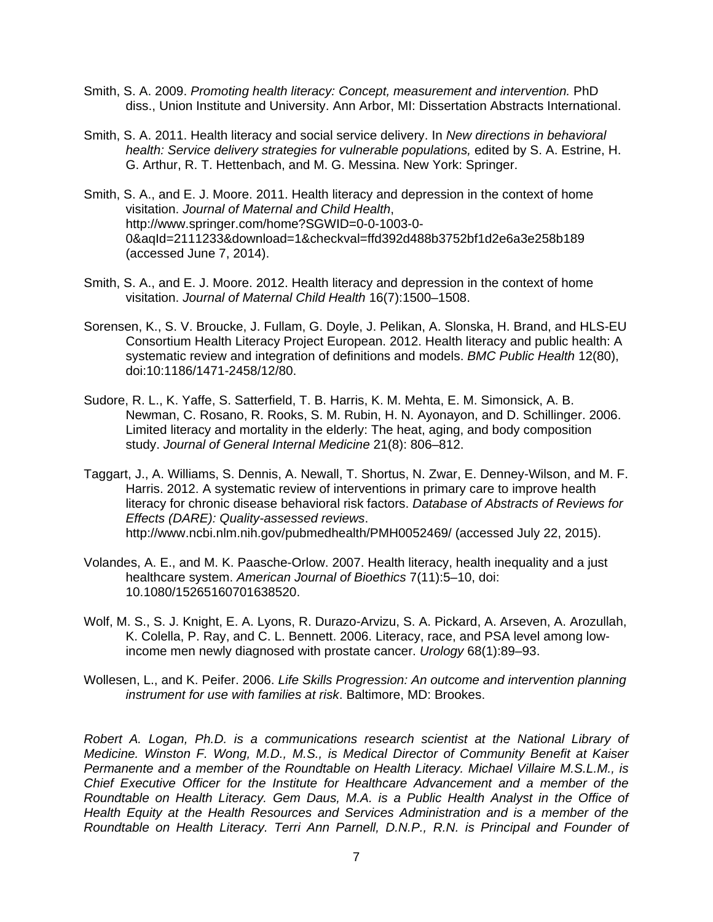Smith, S. A. 2009. *Promoting health literacy: Concept, measurement and intervention.* PhD diss., Union Institute and University. Ann Arbor, MI: Dissertation Abstracts International.

Smith, S. A. 2011. Health literacy and social service delivery. In *New directions in behavioral health: Service delivery strategies for vulnerable populations,* edited by S. A. Estrine, H. G. Arthur, R. T. Hettenbach, and M. G. Messina. New York: Springer.

Smith, S. A., and E. J. Moore. 2011. Health literacy and depression in the context of home visitation. *Journal of Maternal and Child Health*, http://www.springer.com/home?SGWID=0-0-1003-0-0&aqId=2111233&download=1&checkval=ffd392d488b3752bf1d2e6a3e258b189 (accessed June 7, 2014).

Smith, S. A., and E. J. Moore. 2012. Health literacy and depression in the context of home visitation. *Journal of Maternal Child Health* 16(7):1500–1508.

Sorensen, K., S. V. Broucke, J. Fullam, G. Doyle, J. Pelikan, A. Slonska, H. Brand, and HLS-EU Consortium Health Literacy Project European. 2012. Health literacy and public health: A systematic review and integration of definitions and models. *BMC Public Health* 12(80), doi:10:1186/1471-2458/12/80.

Sudore, R. L., K. Yaffe, S. Satterfield, T. B. Harris, K. M. Mehta, E. M. Simonsick, A. B. Newman, C. Rosano, R. Rooks, S. M. Rubin, H. N. Ayonayon, and D. Schillinger. 2006. Limited literacy and mortality in the elderly: The heat, aging, and body composition study. *Journal of General Internal Medicine* 21(8): 806–812.

Taggart, J., A. Williams, S. Dennis, A. Newall, T. Shortus, N. Zwar, E. Denney-Wilson, and M. F. Harris. 2012. A systematic review of interventions in primary care to improve health literacy for chronic disease behavioral risk factors. *Database of Abstracts of Reviews for Effects (DARE): Quality-assessed reviews*. http://www.ncbi.nlm.nih.gov/pubmedhealth/PMH0052469/ (accessed July 22, 2015).

Volandes, A. E., and M. K. Paasche-Orlow. 2007. Health literacy, health inequality and a just healthcare system. *American Journal of Bioethics* 7(11):5–10, doi: 10.1080/15265160701638520.

Wolf, M. S., S. J. Knight, E. A. Lyons, R. Durazo-Arvizu, S. A. Pickard, A. Arseven, A. Arozullah, K. Colella, P. Ray, and C. L. Bennett. 2006. Literacy, race, and PSA level among low-income men newly diagnosed with prostate cancer. *Urology* 68(1):89–93.

Wollesen, L., and K. Peifer. 2006. *Life Skills Progression: An outcome and intervention planning instrument for use with families at risk*. Baltimore, MD: Brookes.

*Robert A. Logan, Ph.D. is a communications research scientist at the National Library of Medicine. Winston F. Wong, M.D., M.S., is Medical Director of Community Benefit at Kaiser Permanente and a member of the Roundtable on Health Literacy. Michael Villaire M.S.L.M., is Chief Executive Officer for the Institute for Healthcare Advancement and a member of the Roundtable on Health Literacy. Gem Daus, M.A. is a Public Health Analyst in the Office of Health Equity at the Health Resources and Services Administration and is a member of the Roundtable on Health Literacy. Terri Ann Parnell, D.N.P., R.N. is Principal and Founder of*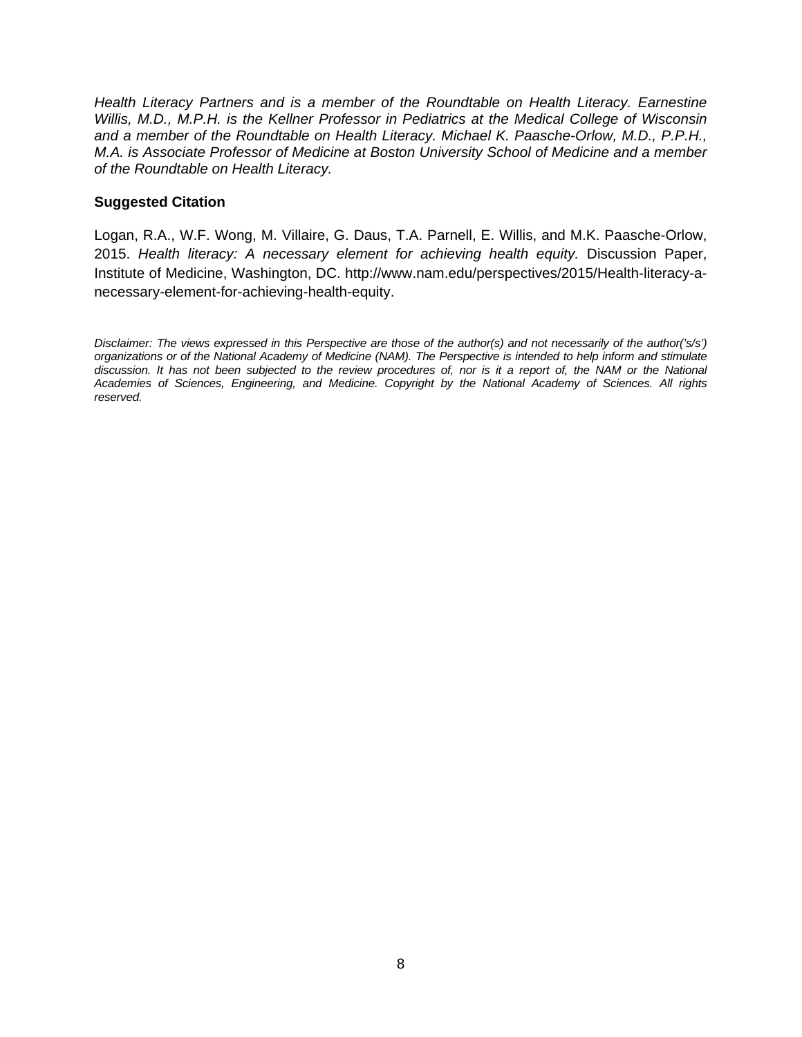*Health Literacy Partners and is a member of the Roundtable on Health Literacy. Earnestine Willis, M.D., M.P.H. is the Kellner Professor in Pediatrics at the Medical College of Wisconsin and a member of the Roundtable on Health Literacy. Michael K. Paasche-Orlow, M.D., P.P.H., M.A. is Associate Professor of Medicine at Boston University School of Medicine and a member of the Roundtable on Health Literacy.*

**Suggested Citation**

Logan, R.A., W.F. Wong, M. Villaire, G. Daus, T.A. Parnell, E. Willis, and M.K. Paasche-Orlow, 2015. *Health literacy: A necessary element for achieving health equity.* Discussion Paper, Institute of Medicine, Washington, DC. http://www.nam.edu/perspectives/2015/Health-literacy-a-necessary-element-for-achieving-health-equity.

*Disclaimer: The views expressed in this Perspective are those of the author(s) and not necessarily of the author('s/s') organizations or of the National Academy of Medicine (NAM). The Perspective is intended to help inform and stimulate discussion. It has not been subjected to the review procedures of, nor is it a report of, the NAM or the National Academies of Sciences, Engineering, and Medicine. Copyright by the National Academy of Sciences. All rights reserved.*